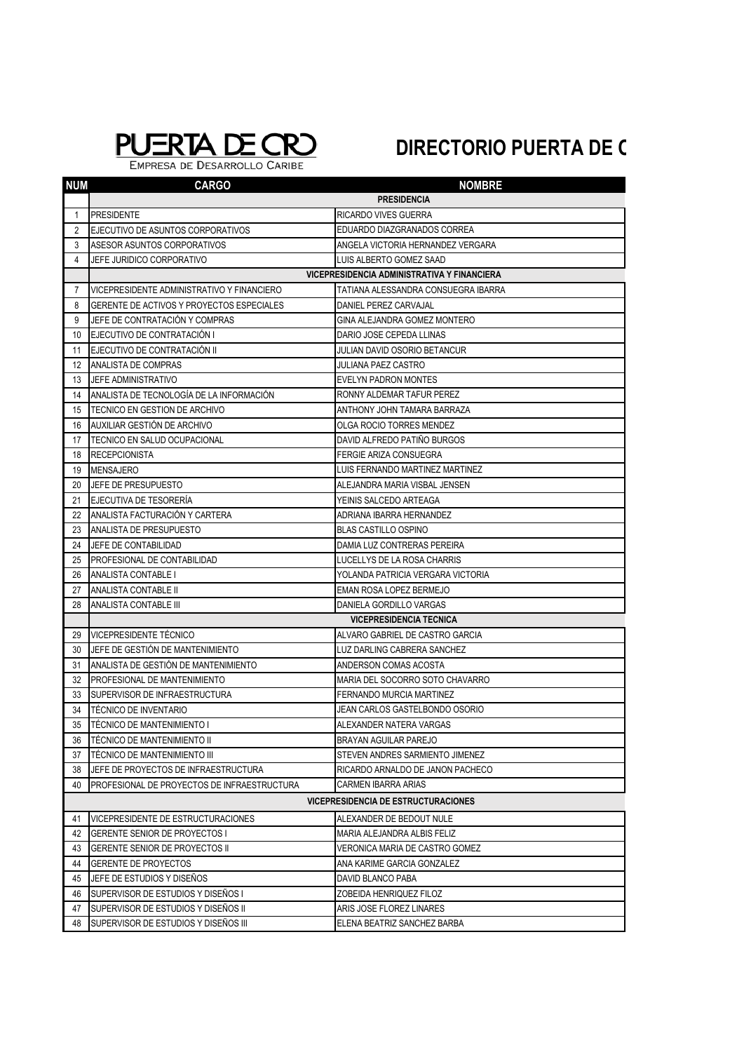PUERTA DE ORO

EMPRESA DE DESARROLLO CARIBE

# DIRECTORIO PUERTA DE O

| NUM | CARGO | NOMBRE |
|---|---|---|
| | **PRESIDENCIA** | |
| 1 | PRESIDENTE | RICARDO VIVES GUERRA |
| 2 | EJECUTIVO DE ASUNTOS CORPORATIVOS | EDUARDO DIAZGRANADOS CORREA |
| 3 | ASESOR ASUNTOS CORPORATIVOS | ANGELA VICTORIA HERNANDEZ VERGARA |
| 4 | JEFE JURIDICO CORPORATIVO | LUIS ALBERTO GOMEZ SAAD |
| | **VICEPRESIDENCIA ADMINISTRATIVA Y FINANCIERA** | |
| 7 | VICEPRESIDENTE ADMINISTRATIVO Y FINANCIERO | TATIANA ALESSANDRA CONSUEGRA IBARRA |
| 8 | GERENTE DE ACTIVOS Y PROYECTOS ESPECIALES | DANIEL PEREZ CARVAJAL |
| 9 | JEFE DE CONTRATACIÓN Y COMPRAS | GINA ALEJANDRA GOMEZ MONTERO |
| 10 | EJECUTIVO DE CONTRATACIÓN I | DARIO JOSE CEPEDA LLINAS |
| 11 | EJECUTIVO DE CONTRATACIÓN II | JULIAN DAVID OSORIO BETANCUR |
| 12 | ANALISTA DE COMPRAS | JULIANA PAEZ CASTRO |
| 13 | JEFE ADMINISTRATIVO | EVELYN PADRON MONTES |
| 14 | ANALISTA DE TECNOLOGÍA DE LA INFORMACIÓN | RONNY ALDEMAR TAFUR PEREZ |
| 15 | TECNICO EN GESTION DE ARCHIVO | ANTHONY JOHN TAMARA BARRAZA |
| 16 | AUXILIAR GESTIÓN DE ARCHIVO | OLGA ROCIO TORRES MENDEZ |
| 17 | TECNICO EN SALUD OCUPACIONAL | DAVID ALFREDO PATIÑO BURGOS |
| 18 | RECEPCIONISTA | FERGIE ARIZA CONSUEGRA |
| 19 | MENSAJERO | LUIS FERNANDO MARTINEZ MARTINEZ |
| 20 | JEFE DE PRESUPUESTO | ALEJANDRA MARIA VISBAL JENSEN |
| 21 | EJECUTIVA DE TESORERÍA | YEINIS SALCEDO ARTEAGA |
| 22 | ANALISTA FACTURACIÓN Y CARTERA | ADRIANA IBARRA HERNANDEZ |
| 23 | ANALISTA DE PRESUPUESTO | BLAS CASTILLO OSPINO |
| 24 | JEFE DE CONTABILIDAD | DAMIA LUZ CONTRERAS PEREIRA |
| 25 | PROFESIONAL DE CONTABILIDAD | LUCELLYS DE LA ROSA CHARRIS |
| 26 | ANALISTA CONTABLE I | YOLANDA PATRICIA VERGARA VICTORIA |
| 27 | ANALISTA CONTABLE II | EMAN ROSA LOPEZ BERMEJO |
| 28 | ANALISTA CONTABLE III | DANIELA GORDILLO VARGAS |
| | **VICEPRESIDENCIA TECNICA** | |
| 29 | VICEPRESIDENTE TÉCNICO | ALVARO GABRIEL DE CASTRO GARCIA |
| 30 | JEFE DE GESTIÓN DE MANTENIMIENTO | LUZ DARLING CABRERA SANCHEZ |
| 31 | ANALISTA DE GESTIÓN DE MANTENIMIENTO | ANDERSON COMAS ACOSTA |
| 32 | PROFESIONAL DE MANTENIMIENTO | MARIA DEL SOCORRO SOTO CHAVARRO |
| 33 | SUPERVISOR DE INFRAESTRUCTURA | FERNANDO MURCIA MARTINEZ |
| 34 | TÉCNICO DE INVENTARIO | JEAN CARLOS GASTELBONDO OSORIO |
| 35 | TÉCNICO DE MANTENIMIENTO I | ALEXANDER NATERA VARGAS |
| 36 | TÉCNICO DE MANTENIMIENTO II | BRAYAN AGUILAR PAREJO |
| 37 | TÉCNICO DE MANTENIMIENTO III | STEVEN ANDRES SARMIENTO JIMENEZ |
| 38 | JEFE DE PROYECTOS DE INFRAESTRUCTURA | RICARDO ARNALDO DE JANON PACHECO |
| 40 | PROFESIONAL DE PROYECTOS DE INFRAESTRUCTURA | CARMEN IBARRA ARIAS |
| | **VICEPRESIDENCIA DE ESTRUCTURACIONES** | |
| 41 | VICEPRESIDENTE DE ESTRUCTURACIONES | ALEXANDER DE BEDOUT NULE |
| 42 | GERENTE SENIOR DE PROYECTOS I | MARIA ALEJANDRA ALBIS FELIZ |
| 43 | GERENTE SENIOR DE PROYECTOS II | VERONICA MARIA DE CASTRO GOMEZ |
| 44 | GERENTE DE PROYECTOS | ANA KARIME GARCIA GONZALEZ |
| 45 | JEFE DE ESTUDIOS Y DISEÑOS | DAVID BLANCO PABA |
| 46 | SUPERVISOR DE ESTUDIOS Y DISEÑOS I | ZOBEIDA HENRIQUEZ FILOZ |
| 47 | SUPERVISOR DE ESTUDIOS Y DISEÑOS II | ARIS JOSE FLOREZ LINARES |
| 48 | SUPERVISOR DE ESTUDIOS Y DISEÑOS III | ELENA BEATRIZ SANCHEZ BARBA |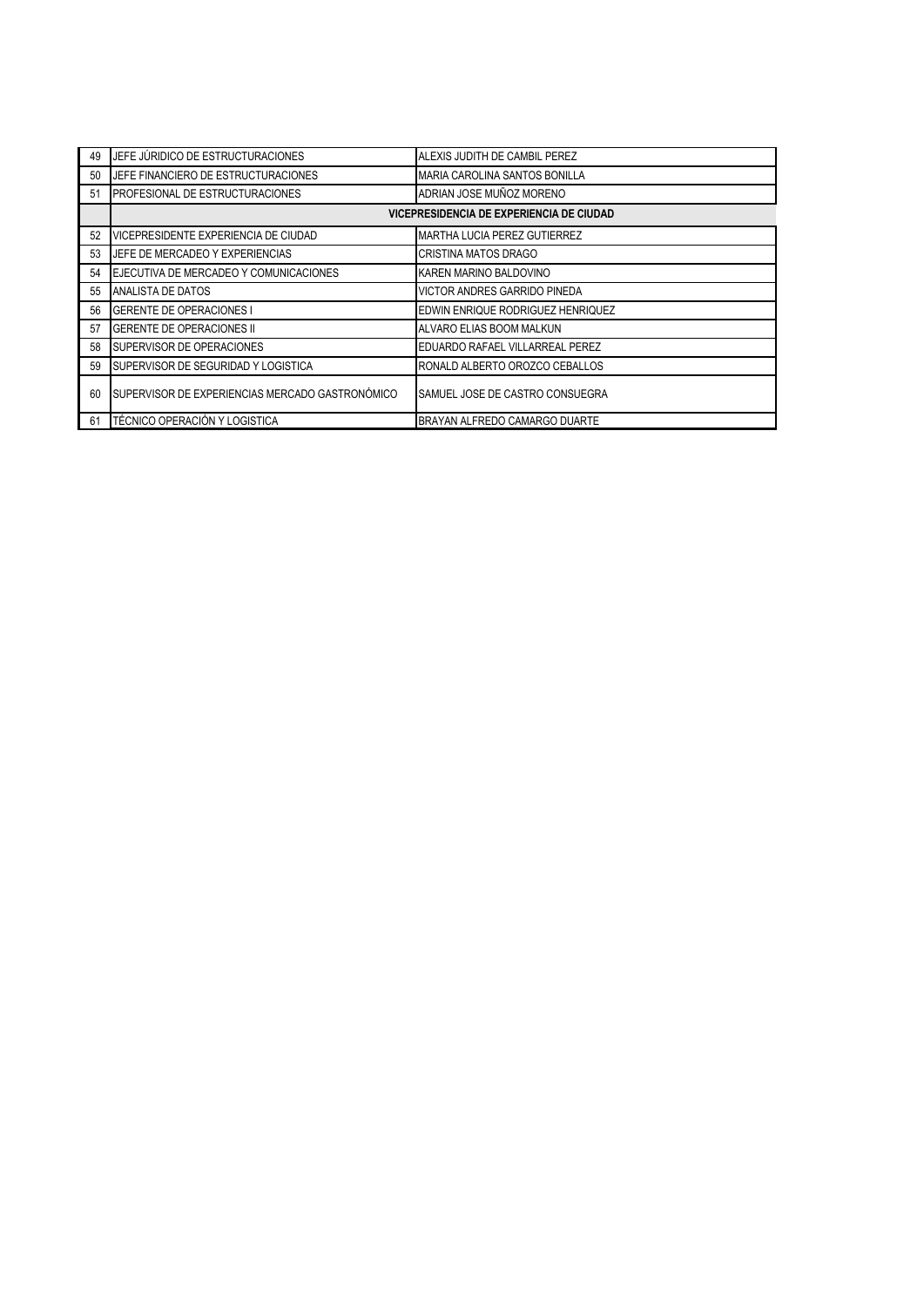| | | |
|---|---|---|
| 49 | JEFE JÚRIDICO DE ESTRUCTURACIONES | ALEXIS JUDITH DE CAMBIL PEREZ |
| 50 | JEFE FINANCIERO DE ESTRUCTURACIONES | MARIA CAROLINA SANTOS BONILLA |
| 51 | PROFESIONAL DE ESTRUCTURACIONES | ADRIAN JOSE MUÑOZ MORENO |
| | **VICEPRESIDENCIA DE EXPERIENCIA DE CIUDAD** | |
| 52 | VICEPRESIDENTE EXPERIENCIA DE CIUDAD | MARTHA LUCIA PEREZ GUTIERREZ |
| 53 | JEFE DE MERCADEO Y EXPERIENCIAS | CRISTINA MATOS DRAGO |
| 54 | EJECUTIVA DE MERCADEO Y COMUNICACIONES | KAREN MARINO BALDOVINO |
| 55 | ANALISTA DE DATOS | VICTOR ANDRES GARRIDO PINEDA |
| 56 | GERENTE DE OPERACIONES I | EDWIN ENRIQUE RODRIGUEZ HENRIQUEZ |
| 57 | GERENTE DE OPERACIONES II | ALVARO ELIAS BOOM MALKUN |
| 58 | SUPERVISOR DE OPERACIONES | EDUARDO RAFAEL VILLARREAL PEREZ |
| 59 | SUPERVISOR DE SEGURIDAD Y LOGISTICA | RONALD ALBERTO OROZCO CEBALLOS |
| 60 | SUPERVISOR DE EXPERIENCIAS MERCADO GASTRONÓMICO | SAMUEL JOSE DE CASTRO CONSUEGRA |
| 61 | TÉCNICO OPERACIÓN Y LOGISTICA | BRAYAN ALFREDO CAMARGO DUARTE |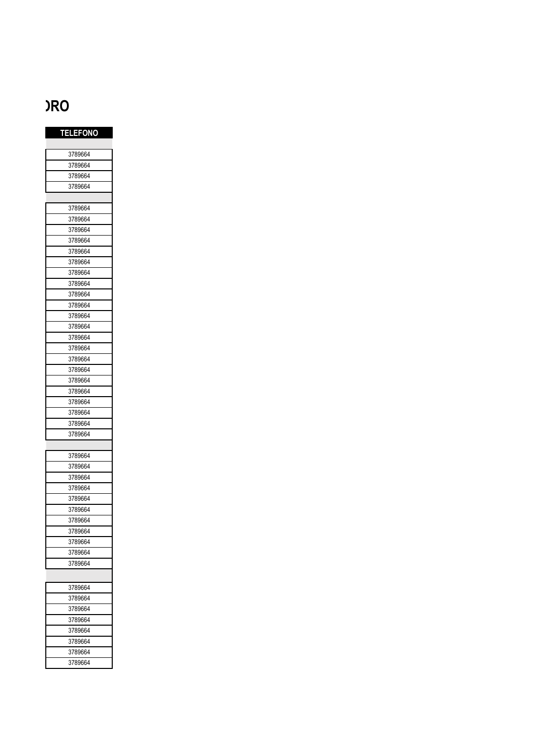# )RO

| TELEFONO |
|---|
| |
| 3789664 |
| 3789664 |
| 3789664 |
| 3789664 |
| |
| 3789664 |
| 3789664 |
| 3789664 |
| 3789664 |
| 3789664 |
| 3789664 |
| 3789664 |
| 3789664 |
| 3789664 |
| 3789664 |
| 3789664 |
| 3789664 |
| 3789664 |
| 3789664 |
| 3789664 |
| 3789664 |
| 3789664 |
| 3789664 |
| 3789664 |
| 3789664 |
| 3789664 |
| 3789664 |
| |
| 3789664 |
| 3789664 |
| 3789664 |
| 3789664 |
| 3789664 |
| 3789664 |
| 3789664 |
| 3789664 |
| 3789664 |
| 3789664 |
| 3789664 |
| |
| 3789664 |
| 3789664 |
| 3789664 |
| 3789664 |
| 3789664 |
| 3789664 |
| 3789664 |
| 3789664 |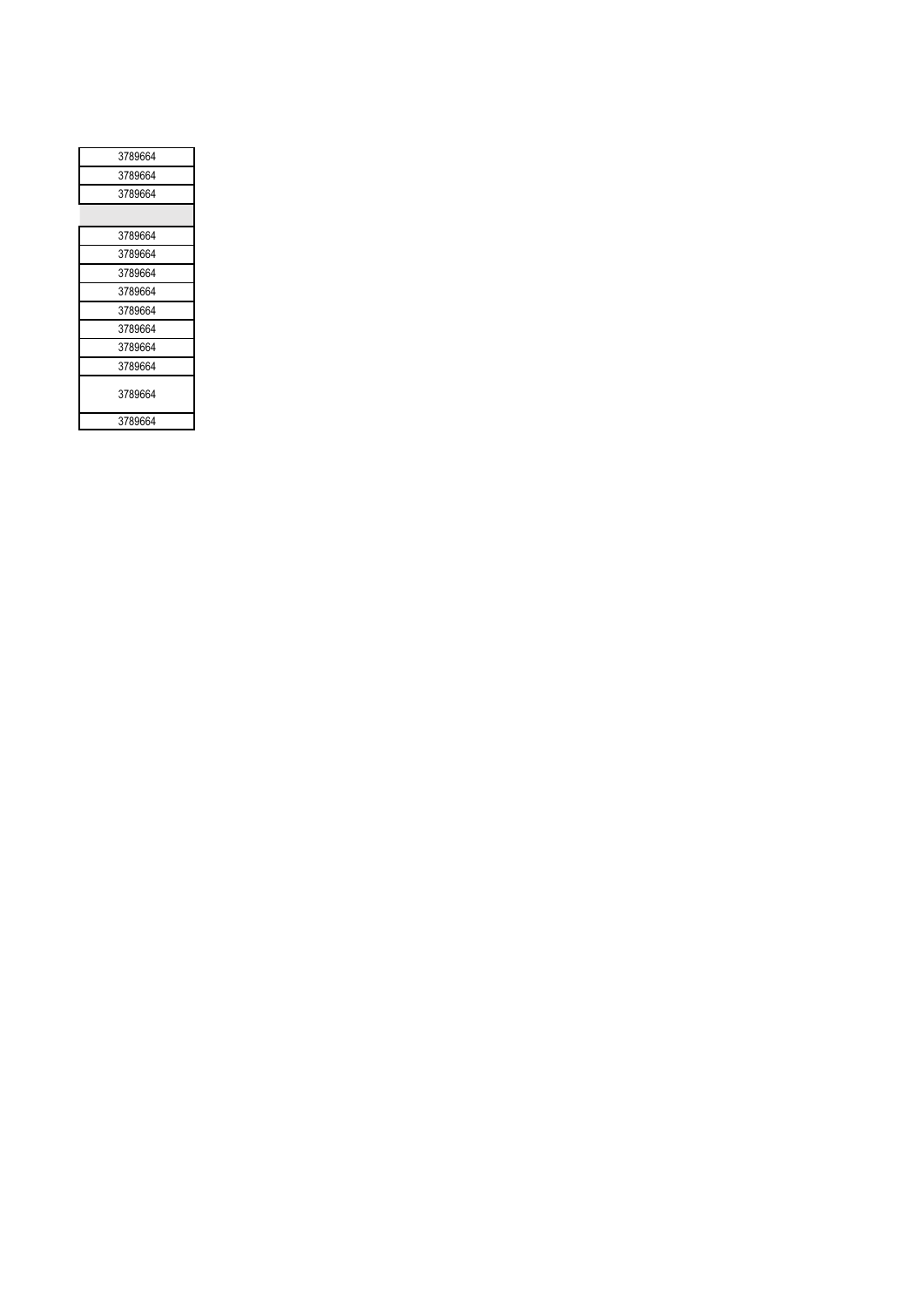| 3789664 |
| --- |
| 3789664 |
| 3789664 |
| |
| 3789664 |
| 3789664 |
| 3789664 |
| 3789664 |
| 3789664 |
| 3789664 |
| 3789664 |
| 3789664 |
| 3789664 |
| 3789664 |